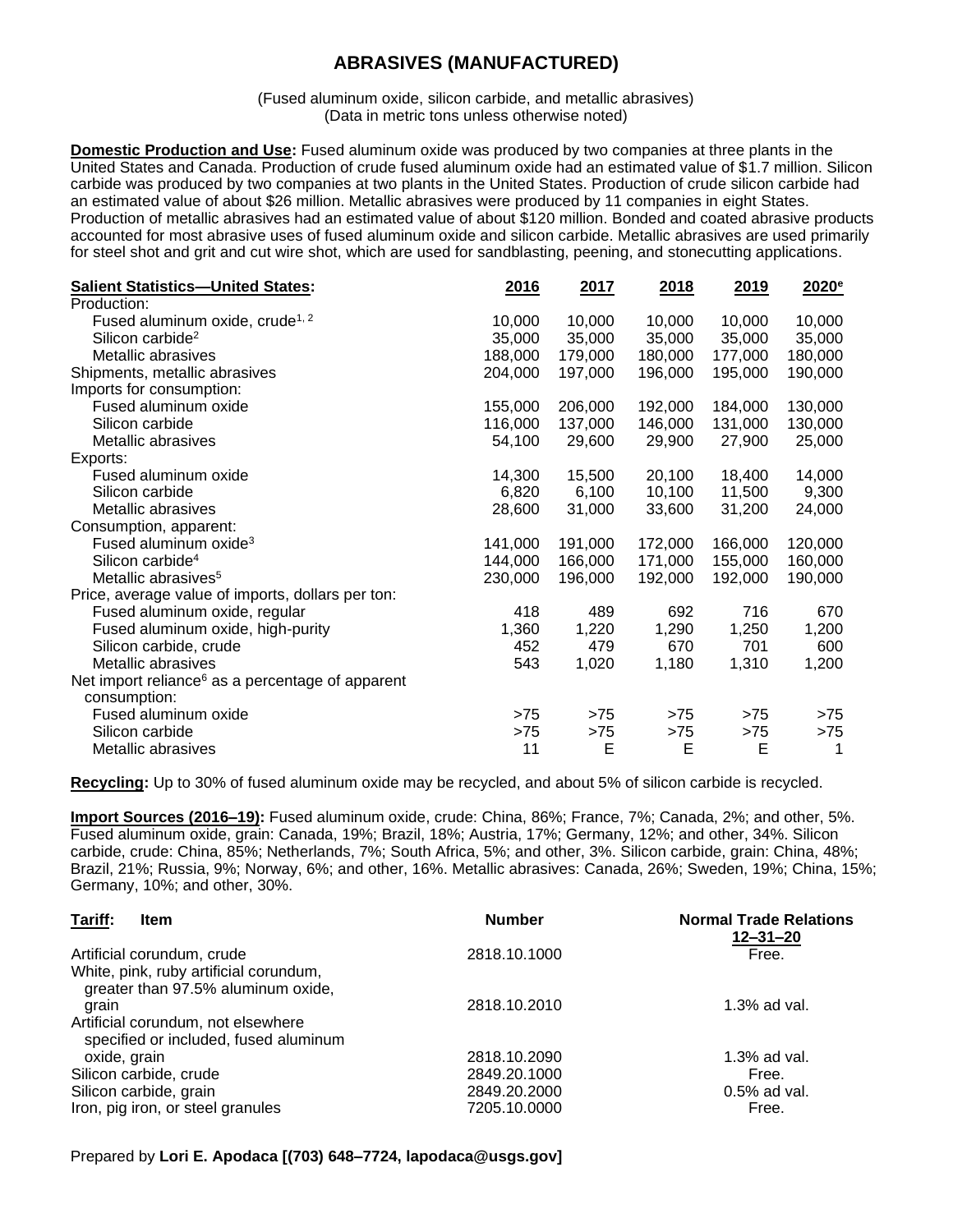# ABRASIVES (MANUFACTURED)

(Fused aluminum oxide, silicon carbide, and metallic abrasives)
(Data in metric tons unless otherwise noted)

**Domestic Production and Use:** Fused aluminum oxide was produced by two companies at three plants in the United States and Canada. Production of crude fused aluminum oxide had an estimated value of $1.7 million. Silicon carbide was produced by two companies at two plants in the United States. Production of crude silicon carbide had an estimated value of about $26 million. Metallic abrasives were produced by 11 companies in eight States. Production of metallic abrasives had an estimated value of about $120 million. Bonded and coated abrasive products accounted for most abrasive uses of fused aluminum oxide and silicon carbide. Metallic abrasives are used primarily for steel shot and grit and cut wire shot, which are used for sandblasting, peening, and stonecutting applications.

| Salient Statistics—United States: | 2016 | 2017 | 2018 | 2019 | 2020[e] |
|---|---|---|---|---|---|
| Production: | | | | | |
| Fused aluminum oxide, crude[1, 2] | 10,000 | 10,000 | 10,000 | 10,000 | 10,000 |
| Silicon carbide[2] | 35,000 | 35,000 | 35,000 | 35,000 | 35,000 |
| Metallic abrasives | 188,000 | 179,000 | 180,000 | 177,000 | 180,000 |
| Shipments, metallic abrasives | 204,000 | 197,000 | 196,000 | 195,000 | 190,000 |
| Imports for consumption: | | | | | |
| Fused aluminum oxide | 155,000 | 206,000 | 192,000 | 184,000 | 130,000 |
| Silicon carbide | 116,000 | 137,000 | 146,000 | 131,000 | 130,000 |
| Metallic abrasives | 54,100 | 29,600 | 29,900 | 27,900 | 25,000 |
| Exports: | | | | | |
| Fused aluminum oxide | 14,300 | 15,500 | 20,100 | 18,400 | 14,000 |
| Silicon carbide | 6,820 | 6,100 | 10,100 | 11,500 | 9,300 |
| Metallic abrasives | 28,600 | 31,000 | 33,600 | 31,200 | 24,000 |
| Consumption, apparent: | | | | | |
| Fused aluminum oxide[3] | 141,000 | 191,000 | 172,000 | 166,000 | 120,000 |
| Silicon carbide[4] | 144,000 | 166,000 | 171,000 | 155,000 | 160,000 |
| Metallic abrasives[5] | 230,000 | 196,000 | 192,000 | 192,000 | 190,000 |
| Price, average value of imports, dollars per ton: | | | | | |
| Fused aluminum oxide, regular | 418 | 489 | 692 | 716 | 670 |
| Fused aluminum oxide, high-purity | 1,360 | 1,220 | 1,290 | 1,250 | 1,200 |
| Silicon carbide, crude | 452 | 479 | 670 | 701 | 600 |
| Metallic abrasives | 543 | 1,020 | 1,180 | 1,310 | 1,200 |
| Net import reliance[6] as a percentage of apparent consumption: | | | | | |
| Fused aluminum oxide | >75 | >75 | >75 | >75 | >75 |
| Silicon carbide | >75 | >75 | >75 | >75 | >75 |
| Metallic abrasives | 11 | E | E | E | 1 |

**Recycling:** Up to 30% of fused aluminum oxide may be recycled, and about 5% of silicon carbide is recycled.

**Import Sources (2016–19):** Fused aluminum oxide, crude: China, 86%; France, 7%; Canada, 2%; and other, 5%. Fused aluminum oxide, grain: Canada, 19%; Brazil, 18%; Austria, 17%; Germany, 12%; and other, 34%. Silicon carbide, crude: China, 85%; Netherlands, 7%; South Africa, 5%; and other, 3%. Silicon carbide, grain: China, 48%; Brazil, 21%; Russia, 9%; Norway, 6%; and other, 16%. Metallic abrasives: Canada, 26%; Sweden, 19%; China, 15%; Germany, 10%; and other, 30%.

| **Tariff:** Item | Number | Normal Trade Relations 12–31–20 |
|---|---|---|
| Artificial corundum, crude | 2818.10.1000 | Free. |
| White, pink, ruby artificial corundum, greater than 97.5% aluminum oxide, grain | 2818.10.2010 | 1.3% ad val. |
| Artificial corundum, not elsewhere specified or included, fused aluminum oxide, grain | 2818.10.2090 | 1.3% ad val. |
| Silicon carbide, crude | 2849.20.1000 | Free. |
| Silicon carbide, grain | 2849.20.2000 | 0.5% ad val. |
| Iron, pig iron, or steel granules | 7205.10.0000 | Free. |

Prepared by **Lori E. Apodaca [(703) 648–7724, lapodaca@usgs.gov]**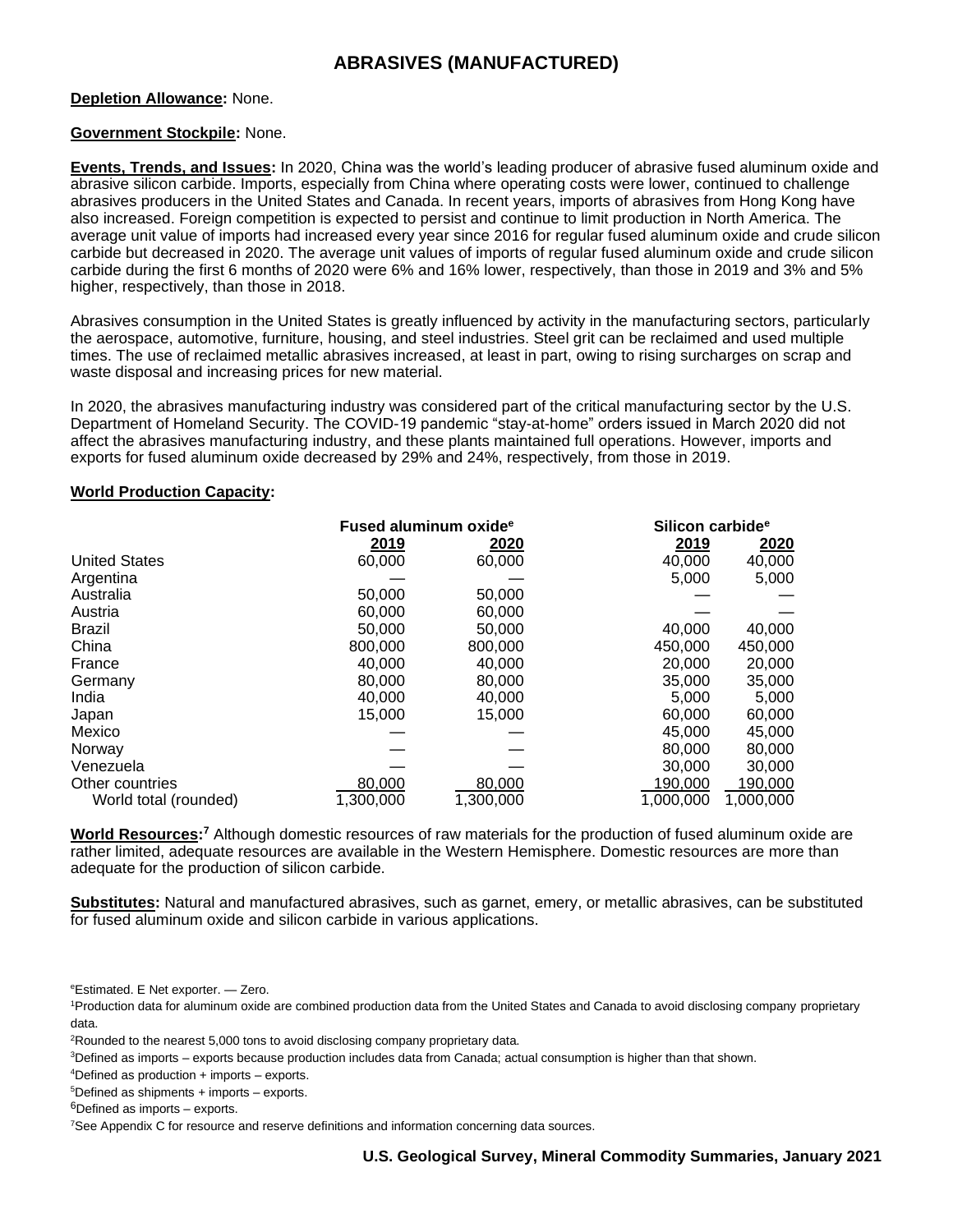# ABRASIVES (MANUFACTURED)

**Depletion Allowance:** None.

**Government Stockpile:** None.

**Events, Trends, and Issues:** In 2020, China was the world's leading producer of abrasive fused aluminum oxide and abrasive silicon carbide. Imports, especially from China where operating costs were lower, continued to challenge abrasives producers in the United States and Canada. In recent years, imports of abrasives from Hong Kong have also increased. Foreign competition is expected to persist and continue to limit production in North America. The average unit value of imports had increased every year since 2016 for regular fused aluminum oxide and crude silicon carbide but decreased in 2020. The average unit values of imports of regular fused aluminum oxide and crude silicon carbide during the first 6 months of 2020 were 6% and 16% lower, respectively, than those in 2019 and 3% and 5% higher, respectively, than those in 2018.

Abrasives consumption in the United States is greatly influenced by activity in the manufacturing sectors, particularly the aerospace, automotive, furniture, housing, and steel industries. Steel grit can be reclaimed and used multiple times. The use of reclaimed metallic abrasives increased, at least in part, owing to rising surcharges on scrap and waste disposal and increasing prices for new material.

In 2020, the abrasives manufacturing industry was considered part of the critical manufacturing sector by the U.S. Department of Homeland Security. The COVID-19 pandemic "stay-at-home" orders issued in March 2020 did not affect the abrasives manufacturing industry, and these plants maintained full operations. However, imports and exports for fused aluminum oxide decreased by 29% and 24%, respectively, from those in 2019.

**World Production Capacity:**

| | Fused aluminum oxide[e] | | Silicon carbide[e] | |
|---|---|---|---|---|
| | 2019 | 2020 | 2019 | 2020 |
| United States | 60,000 | 60,000 | 40,000 | 40,000 |
| Argentina | — | — | 5,000 | 5,000 |
| Australia | 50,000 | 50,000 | — | — |
| Austria | 60,000 | 60,000 | — | — |
| Brazil | 50,000 | 50,000 | 40,000 | 40,000 |
| China | 800,000 | 800,000 | 450,000 | 450,000 |
| France | 40,000 | 40,000 | 20,000 | 20,000 |
| Germany | 80,000 | 80,000 | 35,000 | 35,000 |
| India | 40,000 | 40,000 | 5,000 | 5,000 |
| Japan | 15,000 | 15,000 | 60,000 | 60,000 |
| Mexico | — | — | 45,000 | 45,000 |
| Norway | — | — | 80,000 | 80,000 |
| Venezuela | — | — | 30,000 | 30,000 |
| Other countries | 80,000 | 80,000 | 190,000 | 190,000 |
| World total (rounded) | 1,300,000 | 1,300,000 | 1,000,000 | 1,000,000 |

**World Resources:**[7] Although domestic resources of raw materials for the production of fused aluminum oxide are rather limited, adequate resources are available in the Western Hemisphere. Domestic resources are more than adequate for the production of silicon carbide.

**Substitutes:** Natural and manufactured abrasives, such as garnet, emery, or metallic abrasives, can be substituted for fused aluminum oxide and silicon carbide in various applications.

[e]Estimated. E Net exporter. — Zero.

[1]Production data for aluminum oxide are combined production data from the United States and Canada to avoid disclosing company proprietary data.

[2]Rounded to the nearest 5,000 tons to avoid disclosing company proprietary data.

[3]Defined as imports – exports because production includes data from Canada; actual consumption is higher than that shown.

[4]Defined as production + imports – exports.

[5]Defined as shipments + imports – exports.

[6]Defined as imports – exports.

[7]See Appendix C for resource and reserve definitions and information concerning data sources.